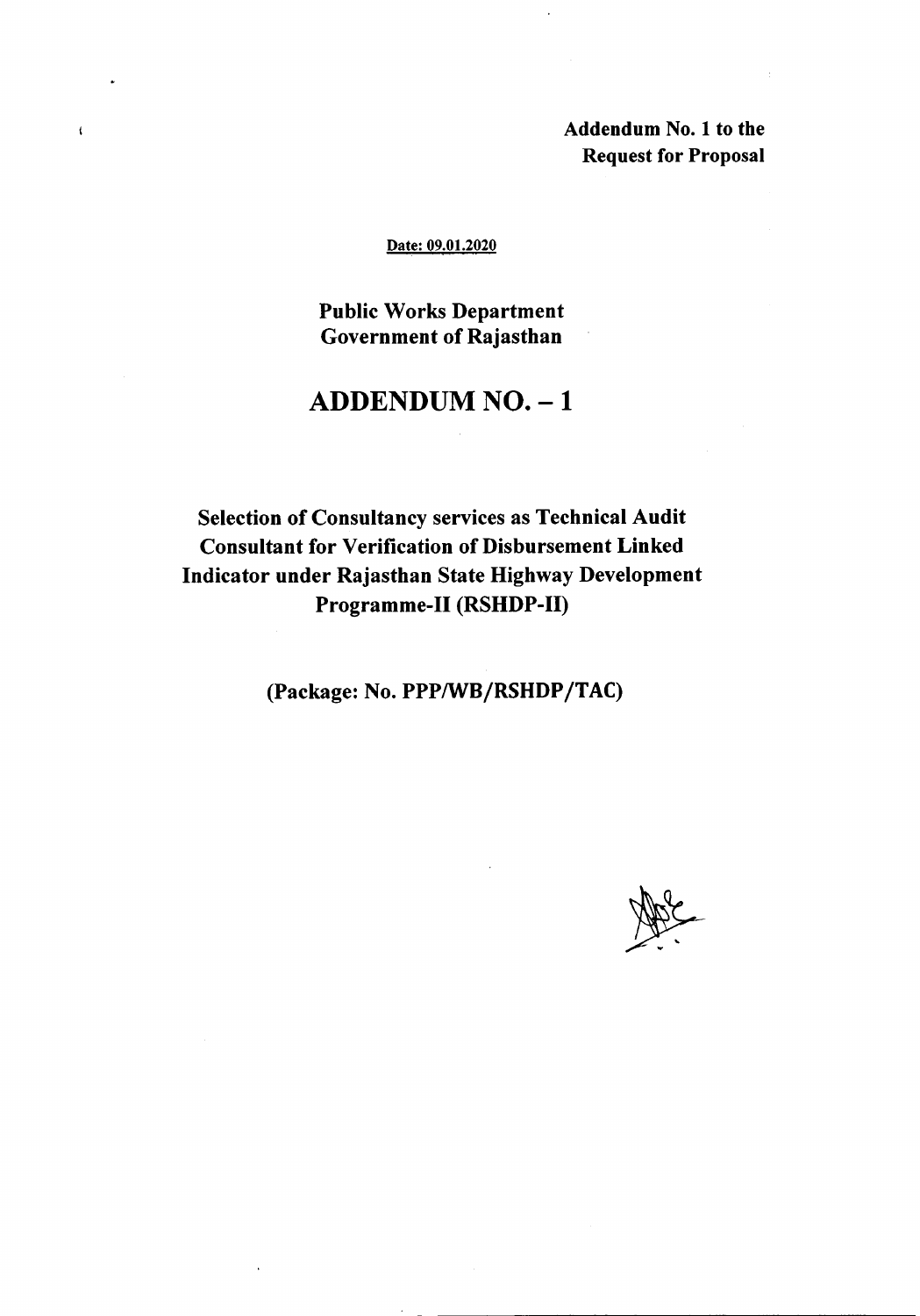**Addendum No. 1 to the Request for Proposal**

Date: 09.01.2020

**Public Works Department**
**Government of Rajasthan**

# ADDENDUM NO. – 1

## Selection of Consultancy services as Technical Audit Consultant for Verification of Disbursement Linked Indicator under Rajasthan State Highway Development Programme-II (RSHDP-II)

**(Package: No. PPP/WB/RSHDP/TAC)**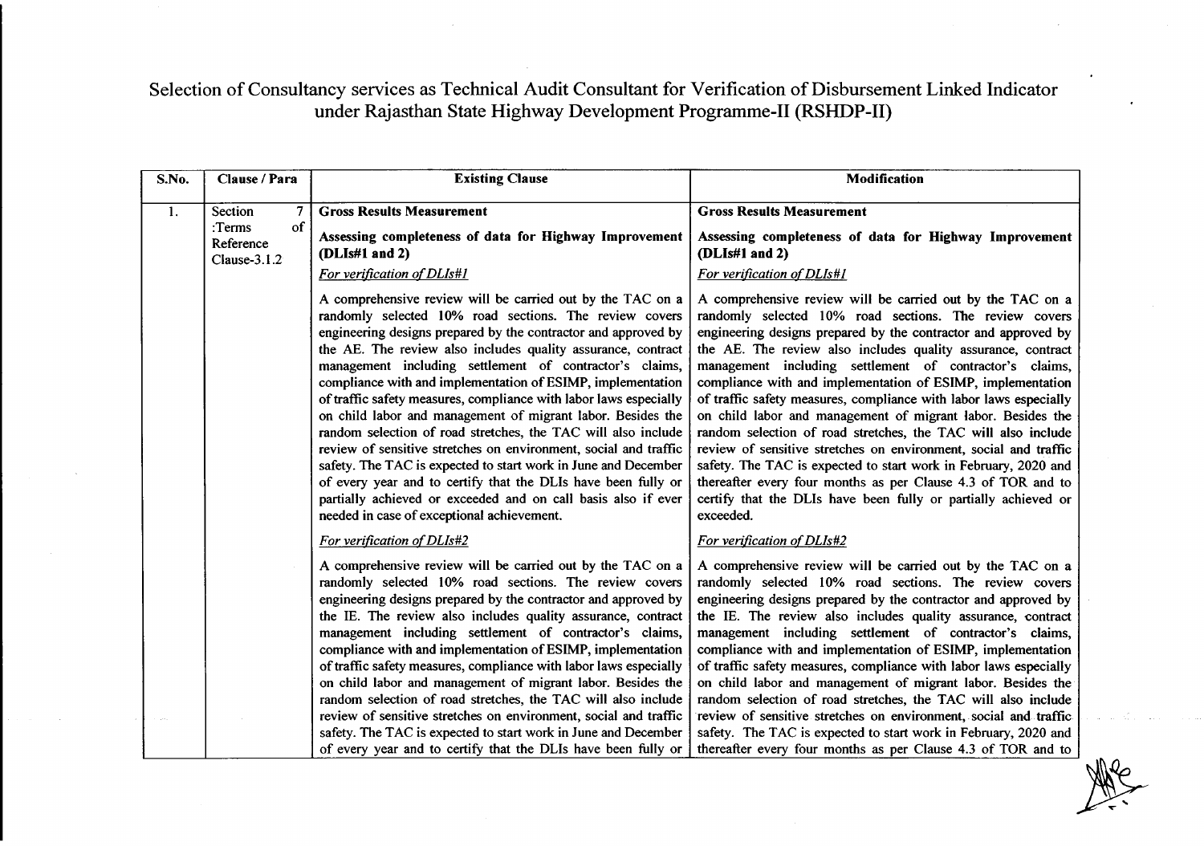Selection of Consultancy services as Technical Audit Consultant for Verification of Disbursement Linked Indicator under Rajasthan State Highway Development Programme-II (RSHDP-II)

| S.No. | Clause / Para | Existing Clause | Modification |
|---|---|---|---|
| 1. | Section 7 :Terms of Reference Clause-3.1.2 | **Gross Results Measurement**<br><br>**Assessing completeness of data for Highway Improvement (DLIs#1 and 2)**<br><br>*For verification of DLIs#1*<br><br>A comprehensive review will be carried out by the TAC on a randomly selected 10% road sections. The review covers engineering designs prepared by the contractor and approved by the AE. The review also includes quality assurance, contract management including settlement of contractor's claims, compliance with and implementation of ESIMP, implementation of traffic safety measures, compliance with labor laws especially on child labor and management of migrant labor. Besides the random selection of road stretches, the TAC will also include review of sensitive stretches on environment, social and traffic safety. The TAC is expected to start work in June and December of every year and to certify that the DLIs have been fully or partially achieved or exceeded and on call basis also if ever needed in case of exceptional achievement.<br><br>*For verification of DLIs#2*<br><br>A comprehensive review will be carried out by the TAC on a randomly selected 10% road sections. The review covers engineering designs prepared by the contractor and approved by the IE. The review also includes quality assurance, contract management including settlement of contractor's claims, compliance with and implementation of ESIMP, implementation of traffic safety measures, compliance with labor laws especially on child labor and management of migrant labor. Besides the random selection of road stretches, the TAC will also include review of sensitive stretches on environment, social and traffic safety. The TAC is expected to start work in June and December of every year and to certify that the DLIs have been fully or | **Gross Results Measurement**<br><br>**Assessing completeness of data for Highway Improvement (DLIs#1 and 2)**<br><br>*For verification of DLIs#1*<br><br>A comprehensive review will be carried out by the TAC on a randomly selected 10% road sections. The review covers engineering designs prepared by the contractor and approved by the AE. The review also includes quality assurance, contract management including settlement of contractor's claims, compliance with and implementation of ESIMP, implementation of traffic safety measures, compliance with labor laws especially on child labor and management of migrant labor. Besides the random selection of road stretches, the TAC will also include review of sensitive stretches on environment, social and traffic safety. The TAC is expected to start work in February, 2020 and thereafter every four months as per Clause 4.3 of TOR and to certify that the DLIs have been fully or partially achieved or exceeded.<br><br>*For verification of DLIs#2*<br><br>A comprehensive review will be carried out by the TAC on a randomly selected 10% road sections. The review covers engineering designs prepared by the contractor and approved by the IE. The review also includes quality assurance, contract management including settlement of contractor's claims, compliance with and implementation of ESIMP, implementation of traffic safety measures, compliance with labor laws especially on child labor and management of migrant labor. Besides the random selection of road stretches, the TAC will also include review of sensitive stretches on environment, social and traffic safety. The TAC is expected to start work in February, 2020 and thereafter every four months as per Clause 4.3 of TOR and to |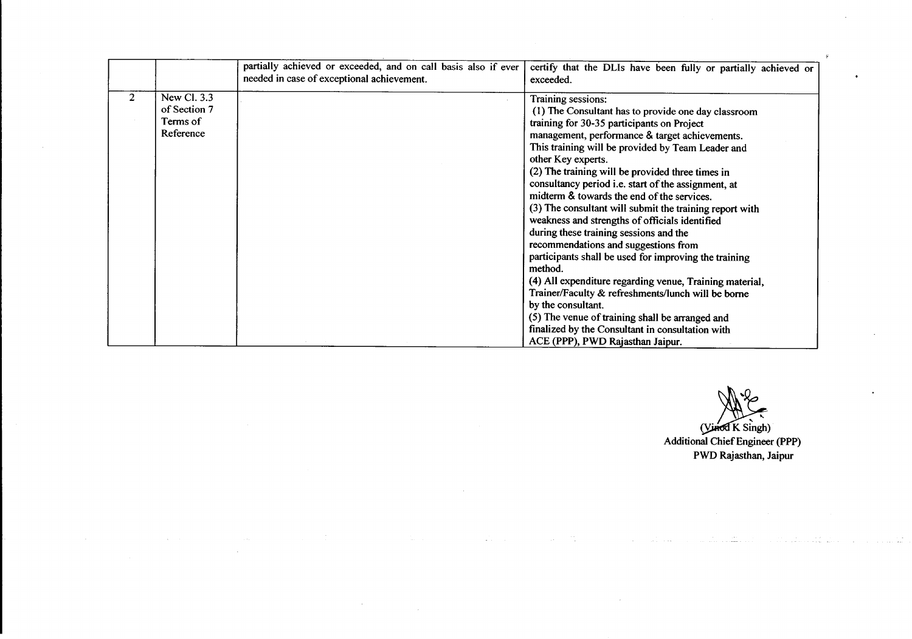| | | | |
|---|---|---|---|
| | | partially achieved or exceeded, and on call basis also if ever needed in case of exceptional achievement. | certify that the DLIs have been fully or partially achieved or exceeded. |
| 2 | New Cl. 3.3 of Section 7 Terms of Reference | | Training sessions:<br>(1) The Consultant has to provide one day classroom training for 30-35 participants on Project management, performance & target achievements. This training will be provided by Team Leader and other Key experts.<br>(2) The training will be provided three times in consultancy period i.e. start of the assignment, at midterm & towards the end of the services.<br>(3) The consultant will submit the training report with weakness and strengths of officials identified during these training sessions and the recommendations and suggestions from participants shall be used for improving the training method.<br>(4) All expenditure regarding venue, Training material, Trainer/Faculty & refreshments/lunch will be borne by the consultant.<br>(5) The venue of training shall be arranged and finalized by the Consultant in consultation with ACE (PPP), PWD Rajasthan Jaipur. |

(Vinod K Singh)
Additional Chief Engineer (PPP)
PWD Rajasthan, Jaipur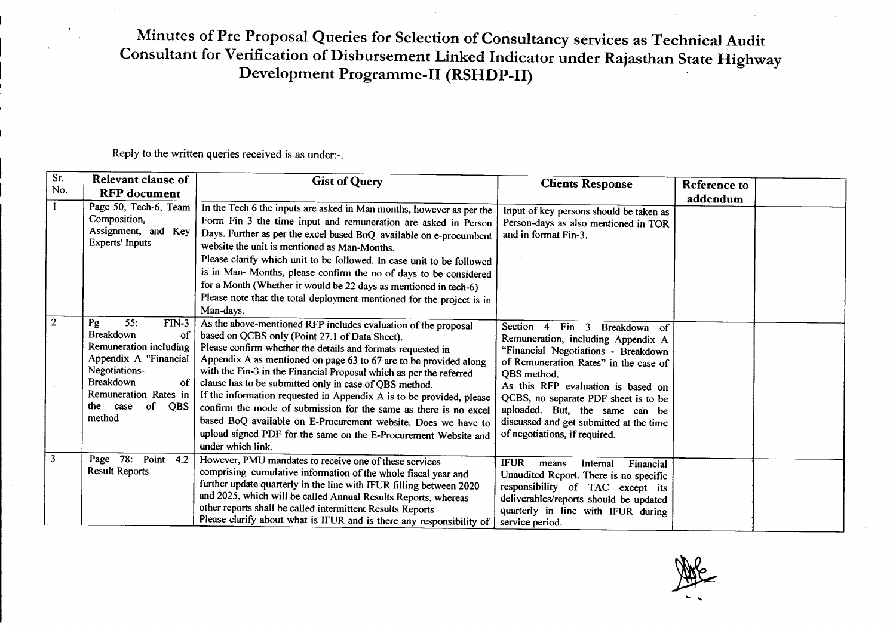# Minutes of Pre Proposal Queries for Selection of Consultancy services as Technical Audit Consultant for Verification of Disbursement Linked Indicator under Rajasthan State Highway Development Programme-II (RSHDP-II)

Reply to the written queries received is as under:-.

| Sr. No. | Relevant clause of RFP document | Gist of Query | Clients Response | Reference to addendum | |
|---|---|---|---|---|---|
| 1 | Page 50, Tech-6, Team Composition, Assignment, and Key Experts' Inputs | In the Tech 6 the inputs are asked in Man months, however as per the Form Fin 3 the time input and remuneration are asked in Person Days. Further as per the excel based BoQ available on e-procumbent website the unit is mentioned as Man-Months.<br>Please clarify which unit to be followed. In case unit to be followed is in Man- Months, please confirm the no of days to be considered for a Month (Whether it would be 22 days as mentioned in tech-6)<br>Please note that the total deployment mentioned for the project is in Man-days. | Input of key persons should be taken as Person-days as also mentioned in TOR and in format Fin-3. | | |
| 2 | Pg 55: FIN-3 Breakdown of Remuneration including Appendix A "Financial Negotiations- Breakdown of Remuneration Rates in the case of QBS method | As the above-mentioned RFP includes evaluation of the proposal based on QCBS only (Point 27.1 of Data Sheet).<br>Please confirm whether the details and formats requested in Appendix A as mentioned on page 63 to 67 are to be provided along with the Fin-3 in the Financial Proposal which as per the referred clause has to be submitted only in case of QBS method.<br>If the information requested in Appendix A is to be provided, please confirm the mode of submission for the same as there is no excel based BoQ available on E-Procurement website. Does we have to upload signed PDF for the same on the E-Procurement Website and under which link. | Section 4 Fin 3 Breakdown of Remuneration, including Appendix A "Financial Negotiations - Breakdown of Remuneration Rates" in the case of QBS method.<br>As this RFP evaluation is based on QCBS, no separate PDF sheet is to be uploaded. But, the same can be discussed and get submitted at the time of negotiations, if required. | | |
| 3 | Page 78: Point 4.2 Result Reports | However, PMU mandates to receive one of these services comprising cumulative information of the whole fiscal year and further update quarterly in the line with IFUR filling between 2020 and 2025, which will be called Annual Results Reports, whereas other reports shall be called intermittent Results Reports<br>Please clarify about what is IFUR and is there any responsibility of | IFUR means Internal Financial Unaudited Report. There is no specific responsibility of TAC except its deliverables/reports should be updated quarterly in line with IFUR during service period. | | |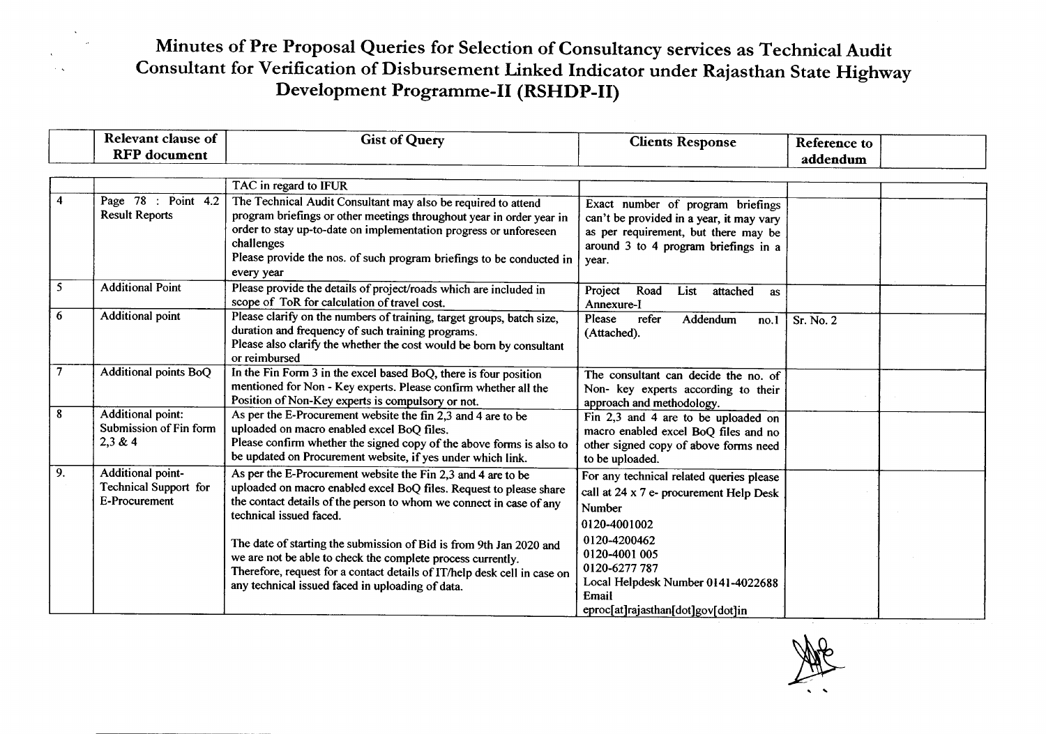# Minutes of Pre Proposal Queries for Selection of Consultancy services as Technical Audit Consultant for Verification of Disbursement Linked Indicator under Rajasthan State Highway Development Programme-II (RSHDP-II)

| | Relevant clause of RFP document | Gist of Query | Clients Response | Reference to addendum | |
|---|---|---|---|---|---|
| | | TAC in regard to IFUR | | | |
| 4 | Page 78 : Point 4.2 Result Reports | The Technical Audit Consultant may also be required to attend program briefings or other meetings throughout year in order year in order to stay up-to-date on implementation progress or unforeseen challenges<br>Please provide the nos. of such program briefings to be conducted in every year | Exact number of program briefings can't be provided in a year, it may vary as per requirement, but there may be around 3 to 4 program briefings in a year. | | |
| 5 | Additional Point | Please provide the details of project/roads which are included in scope of ToR for calculation of travel cost. | Project Road List attached as Annexure-I | | |
| 6 | Additional point | Please clarify on the numbers of training, target groups, batch size, duration and frequency of such training programs.<br>Please also clarify the whether the cost would be born by consultant or reimbursed | Please refer Addendum no.1 (Attached). | Sr. No. 2 | |
| 7 | Additional points BoQ | In the Fin Form 3 in the excel based BoQ, there is four position mentioned for Non - Key experts. Please confirm whether all the Position of Non-Key experts is compulsory or not. | The consultant can decide the no. of Non- key experts according to their approach and methodology. | | |
| 8 | Additional point: Submission of Fin form 2,3 & 4 | As per the E-Procurement website the fin 2,3 and 4 are to be uploaded on macro enabled excel BoQ files.<br>Please confirm whether the signed copy of the above forms is also to be updated on Procurement website, if yes under which link. | Fin 2,3 and 4 are to be uploaded on macro enabled excel BoQ files and no other signed copy of above forms need to be uploaded. | | |
| 9. | Additional point- Technical Support for E-Procurement | As per the E-Procurement website the Fin 2,3 and 4 are to be uploaded on macro enabled excel BoQ files. Request to please share the contact details of the person to whom we connect in case of any technical issued faced.<br><br>The date of starting the submission of Bid is from 9th Jan 2020 and we are not be able to check the complete process currently. Therefore, request for a contact details of IT/help desk cell in case on any technical issued faced in uploading of data. | For any technical related queries please call at 24 x 7 e- procurement Help Desk Number<br>0120-4001002<br>0120-4200462<br>0120-4001 005<br>0120-6277 787<br>Local Helpdesk Number 0141-4022688<br>Email<br>eproc[at]rajasthan[dot]gov[dot]in | | |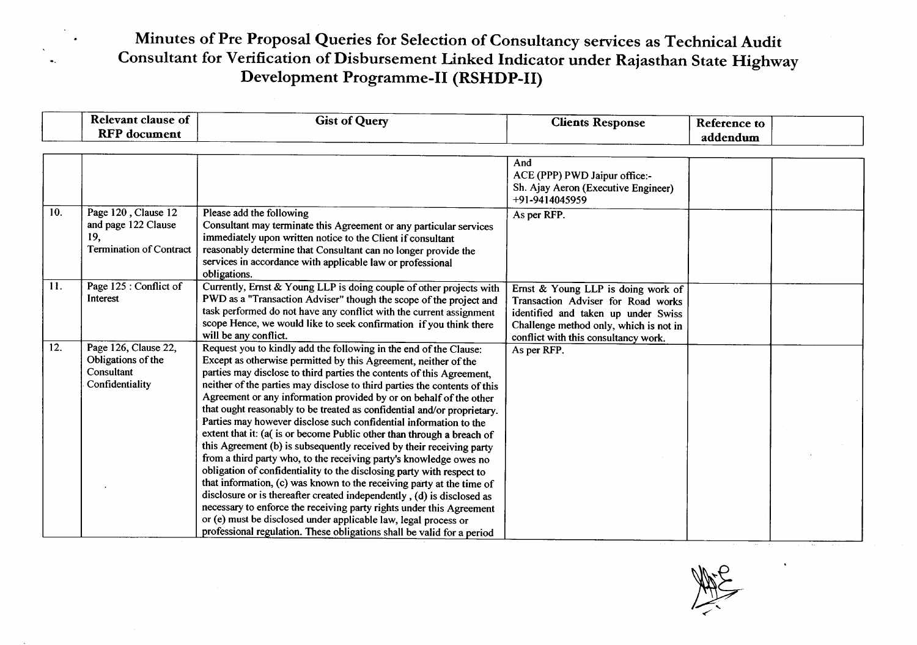# Minutes of Pre Proposal Queries for Selection of Consultancy services as Technical Audit Consultant for Verification of Disbursement Linked Indicator under Rajasthan State Highway Development Programme-II (RSHDP-II)

| | Relevant clause of RFP document | Gist of Query | Clients Response | Reference to addendum | |
|---|---|---|---|---|---|
| | | | And<br>ACE (PPP) PWD Jaipur office:-<br>Sh. Ajay Aeron (Executive Engineer)<br>+91-9414045959 | | |
| 10. | Page 120 , Clause 12 and page 122 Clause 19,<br>Termination of Contract | Please add the following<br>Consultant may terminate this Agreement or any particular services immediately upon written notice to the Client if consultant reasonably determine that Consultant can no longer provide the services in accordance with applicable law or professional obligations. | As per RFP. | | |
| 11. | Page 125 : Conflict of Interest | Currently, Ernst & Young LLP is doing couple of other projects with PWD as a "Transaction Adviser" though the scope of the project and task performed do not have any conflict with the current assignment scope Hence, we would like to seek confirmation if you think there will be any conflict. | Ernst & Young LLP is doing work of Transaction Adviser for Road works identified and taken up under Swiss Challenge method only, which is not in conflict with this consultancy work. | | |
| 12. | Page 126, Clause 22, Obligations of the Consultant Confidentiality | Request you to kindly add the following in the end of the Clause:<br>Except as otherwise permitted by this Agreement, neither of the parties may disclose to third parties the contents of this Agreement, neither of the parties may disclose to third parties the contents of this Agreement or any information provided by or on behalf of the other that ought reasonably to be treated as confidential and/or proprietary. Parties may however disclose such confidential information to the extent that it: (a( is or become Public other than through a breach of this Agreement (b) is subsequently received by their receiving party from a third party who, to the receiving party's knowledge owes no obligation of confidentiality to the disclosing party with respect to that information, (c) was known to the receiving party at the time of disclosure or is thereafter created independently , (d) is disclosed as necessary to enforce the receiving party rights under this Agreement or (e) must be disclosed under applicable law, legal process or professional regulation. These obligations shall be valid for a period | As per RFP. | | |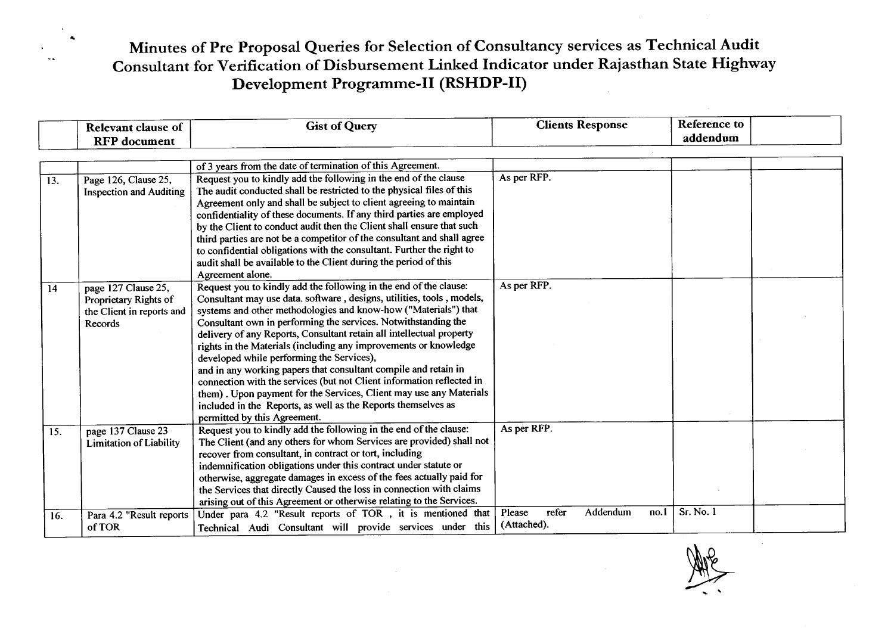# Minutes of Pre Proposal Queries for Selection of Consultancy services as Technical Audit Consultant for Verification of Disbursement Linked Indicator under Rajasthan State Highway Development Programme-II (RSHDP-II)

| | Relevant clause of RFP document | Gist of Query | Clients Response | Reference to addendum | |
|---|---|---|---|---|---|
| | | of 3 years from the date of termination of this Agreement. | | | |
| 13. | Page 126, Clause 25, Inspection and Auditing | Request you to kindly add the following in the end of the clause The audit conducted shall be restricted to the physical files of this Agreement only and shall be subject to client agreeing to maintain confidentiality of these documents. If any third parties are employed by the Client to conduct audit then the Client shall ensure that such third parties are not be a competitor of the consultant and shall agree to confidential obligations with the consultant. Further the right to audit shall be available to the Client during the period of this Agreement alone. | As per RFP. | | |
| 14 | page 127 Clause 25, Proprietary Rights of the Client in reports and Records | Request you to kindly add the following in the end of the clause: Consultant may use data. software , designs, utilities, tools , models, systems and other methodologies and know-how ("Materials") that Consultant own in performing the services. Notwithstanding the delivery of any Reports, Consultant retain all intellectual property rights in the Materials (including any improvements or knowledge developed while performing the Services), and in any working papers that consultant compile and retain in connection with the services (but not Client information reflected in them) . Upon payment for the Services, Client may use any Materials included in the Reports, as well as the Reports themselves as permitted by this Agreement. | As per RFP. | | |
| 15. | page 137 Clause 23 Limitation of Liability | Request you to kindly add the following in the end of the clause: The Client (and any others for whom Services are provided) shall not recover from consultant, in contract or tort, including indemnification obligations under this contract under statute or otherwise, aggregate damages in excess of the fees actually paid for the Services that directly Caused the loss in connection with claims arising out of this Agreement or otherwise relating to the Services. | As per RFP. | | |
| 16. | Para 4.2 "Result reports of TOR | Under para 4.2 "Result reports of TOR , it is mentioned that Technical Audi Consultant will provide services under this | Please refer Addendum no.1 (Attached). | Sr. No. 1 | |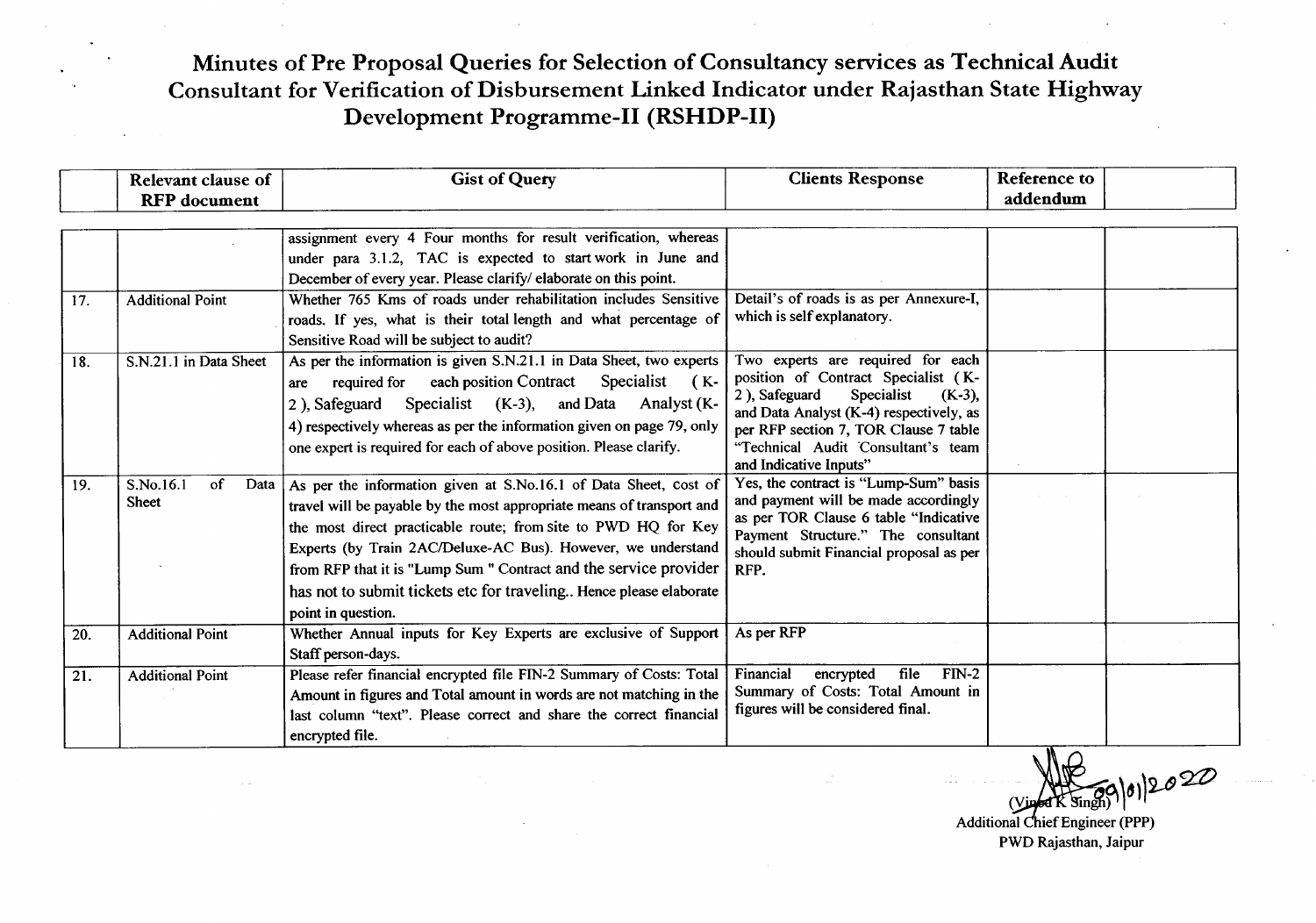# Minutes of Pre Proposal Queries for Selection of Consultancy services as Technical Audit Consultant for Verification of Disbursement Linked Indicator under Rajasthan State Highway Development Programme-II (RSHDP-II)

| | Relevant clause of RFP document | Gist of Query | Clients Response | Reference to addendum | |
|---|---|---|---|---|---|
| | | assignment every 4 Four months for result verification, whereas under para 3.1.2, TAC is expected to start work in June and December of every year. Please clarify/ elaborate on this point. | | | |
| 17. | Additional Point | Whether 765 Kms of roads under rehabilitation includes Sensitive roads. If yes, what is their total length and what percentage of Sensitive Road will be subject to audit? | Detail's of roads is as per Annexure-I, which is self explanatory. | | |
| 18. | S.N.21.1 in Data Sheet | As per the information is given S.N.21.1 in Data Sheet, two experts are required for each position Contract Specialist ( K-2 ), Safeguard Specialist (K-3), and Data Analyst (K-4) respectively whereas as per the information given on page 79, only one expert is required for each of above position. Please clarify. | Two experts are required for each position of Contract Specialist ( K-2 ), Safeguard Specialist (K-3), and Data Analyst (K-4) respectively, as per RFP section 7, TOR Clause 7 table "Technical Audit Consultant's team and Indicative Inputs" | | |
| 19. | S.No.16.1 of Data Sheet | As per the information given at S.No.16.1 of Data Sheet, cost of travel will be payable by the most appropriate means of transport and the most direct practicable route; from site to PWD HQ for Key Experts (by Train 2AC/Deluxe-AC Bus). However, we understand from RFP that it is "Lump Sum " Contract and the service provider has not to submit tickets etc for traveling.. Hence please elaborate point in question. | Yes, the contract is "Lump-Sum" basis and payment will be made accordingly as per TOR Clause 6 table "Indicative Payment Structure." The consultant should submit Financial proposal as per RFP. | | |
| 20. | Additional Point | Whether Annual inputs for Key Experts are exclusive of Support Staff person-days. | As per RFP | | |
| 21. | Additional Point | Please refer financial encrypted file FIN-2 Summary of Costs: Total Amount in figures and Total amount in words are not matching in the last column "text". Please correct and share the correct financial encrypted file. | Financial encrypted file FIN-2 Summary of Costs: Total Amount in figures will be considered final. | | |

(Vinod K Singh) 09/01/2020
Additional Chief Engineer (PPP)
PWD Rajasthan, Jaipur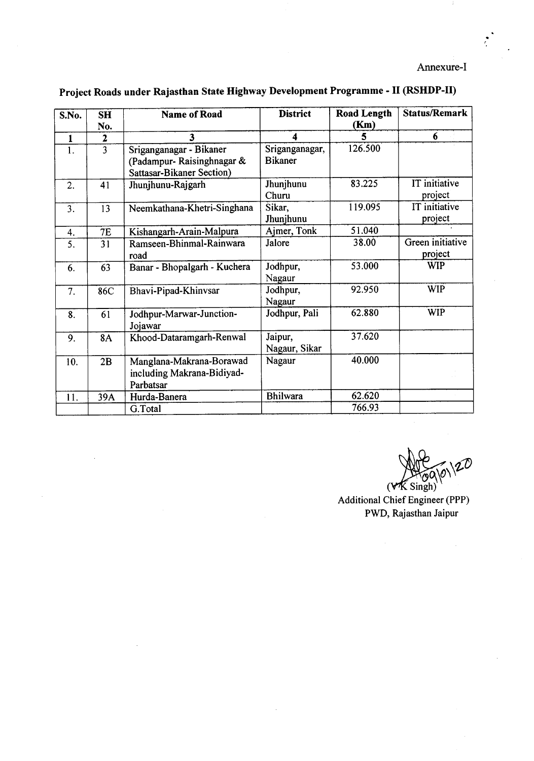Annexure-I

# Project Roads under Rajasthan State Highway Development Programme - II (RSHDP-II)

| S.No. | SH No. | Name of Road | District | Road Length (Km) | Status/Remark |
|---|---|---|---|---|---|
| 1 | 2 | 3 | 4 | 5 | 6 |
| 1. | 3 | Sriganganagar - Bikaner (Padampur- Raisinghnagar & Sattasar-Bikaner Section) | Sriganganagar, Bikaner | 126.500 | |
| 2. | 41 | Jhunjhunu-Rajgarh | Jhunjhunu Churu | 83.225 | IT initiative project |
| 3. | 13 | Neemkathana-Khetri-Singhana | Sikar, Jhunjhunu | 119.095 | IT initiative project |
| 4. | 7E | Kishangarh-Arain-Malpura | Ajmer, Tonk | 51.040 | |
| 5. | 31 | Ramseen-Bhinmal-Rainwara road | Jalore | 38.00 | Green initiative project |
| 6. | 63 | Banar - Bhopalgarh - Kuchera | Jodhpur, Nagaur | 53.000 | WIP |
| 7. | 86C | Bhavi-Pipad-Khinvsar | Jodhpur, Nagaur | 92.950 | WIP |
| 8. | 61 | Jodhpur-Marwar-Junction-Jojawar | Jodhpur, Pali | 62.880 | WIP |
| 9. | 8A | Khood-Dataramgarh-Renwal | Jaipur, Nagaur, Sikar | 37.620 | |
| 10. | 2B | Manglana-Makrana-Borawad including Makrana-Bidiyad-Parbatsar | Nagaur | 40.000 | |
| 11. | 39A | Hurda-Banera | Bhilwara | 62.620 | |
| | | G.Total | | 766.93 | |

09/01/20

(V.K Singh)

Additional Chief Engineer (PPP)

PWD, Rajasthan Jaipur